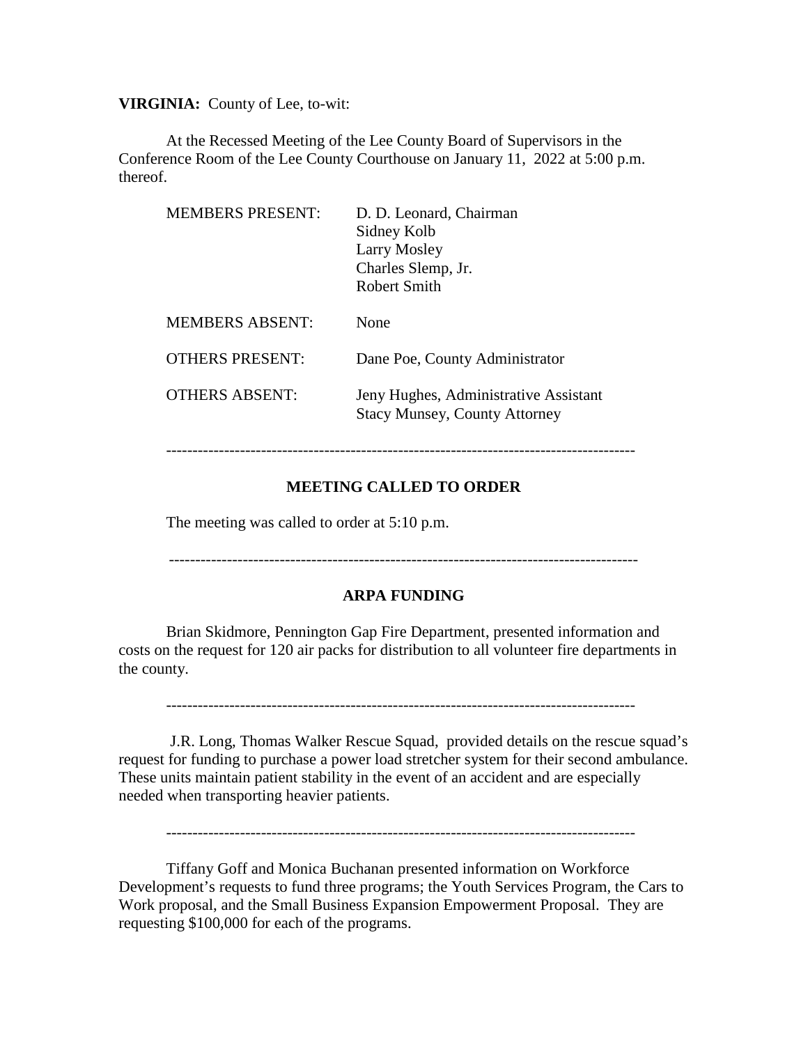**VIRGINIA:** County of Lee, to-wit:

At the Recessed Meeting of the Lee County Board of Supervisors in the Conference Room of the Lee County Courthouse on January 11, 2022 at 5:00 p.m. thereof.

| | |
|---|---|
| MEMBERS PRESENT: | D. D. Leonard, Chairman<br>Sidney Kolb<br>Larry Mosley<br>Charles Slemp, Jr.<br>Robert Smith |
| MEMBERS ABSENT: | None |
| OTHERS PRESENT: | Dane Poe, County Administrator |
| OTHERS ABSENT: | Jeny Hughes, Administrative Assistant<br>Stacy Munsey, County Attorney |

---

**MEETING CALLED TO ORDER**

The meeting was called to order at 5:10 p.m.

---

**ARPA FUNDING**

Brian Skidmore, Pennington Gap Fire Department, presented information and costs on the request for 120 air packs for distribution to all volunteer fire departments in the county.

---

J.R. Long, Thomas Walker Rescue Squad, provided details on the rescue squad's request for funding to purchase a power load stretcher system for their second ambulance. These units maintain patient stability in the event of an accident and are especially needed when transporting heavier patients.

---

Tiffany Goff and Monica Buchanan presented information on Workforce Development's requests to fund three programs; the Youth Services Program, the Cars to Work proposal, and the Small Business Expansion Empowerment Proposal. They are requesting $100,000 for each of the programs.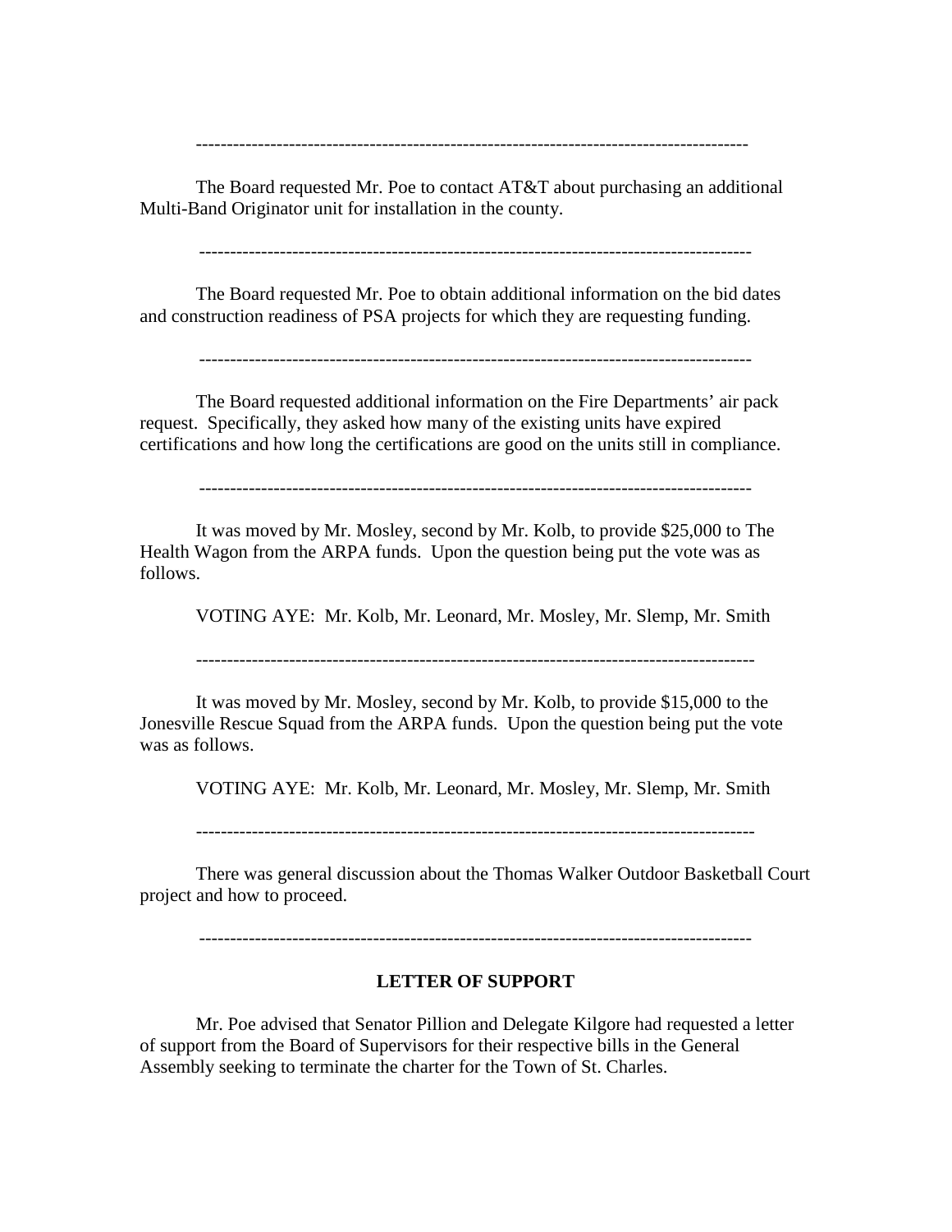---

The Board requested Mr. Poe to contact AT&T about purchasing an additional Multi-Band Originator unit for installation in the county.

---

The Board requested Mr. Poe to obtain additional information on the bid dates and construction readiness of PSA projects for which they are requesting funding.

---

The Board requested additional information on the Fire Departments' air pack request. Specifically, they asked how many of the existing units have expired certifications and how long the certifications are good on the units still in compliance.

---

It was moved by Mr. Mosley, second by Mr. Kolb, to provide $25,000 to The Health Wagon from the ARPA funds. Upon the question being put the vote was as follows.

VOTING AYE: Mr. Kolb, Mr. Leonard, Mr. Mosley, Mr. Slemp, Mr. Smith

---

It was moved by Mr. Mosley, second by Mr. Kolb, to provide $15,000 to the Jonesville Rescue Squad from the ARPA funds. Upon the question being put the vote was as follows.

VOTING AYE: Mr. Kolb, Mr. Leonard, Mr. Mosley, Mr. Slemp, Mr. Smith

---

There was general discussion about the Thomas Walker Outdoor Basketball Court project and how to proceed.

---

**LETTER OF SUPPORT**

Mr. Poe advised that Senator Pillion and Delegate Kilgore had requested a letter of support from the Board of Supervisors for their respective bills in the General Assembly seeking to terminate the charter for the Town of St. Charles.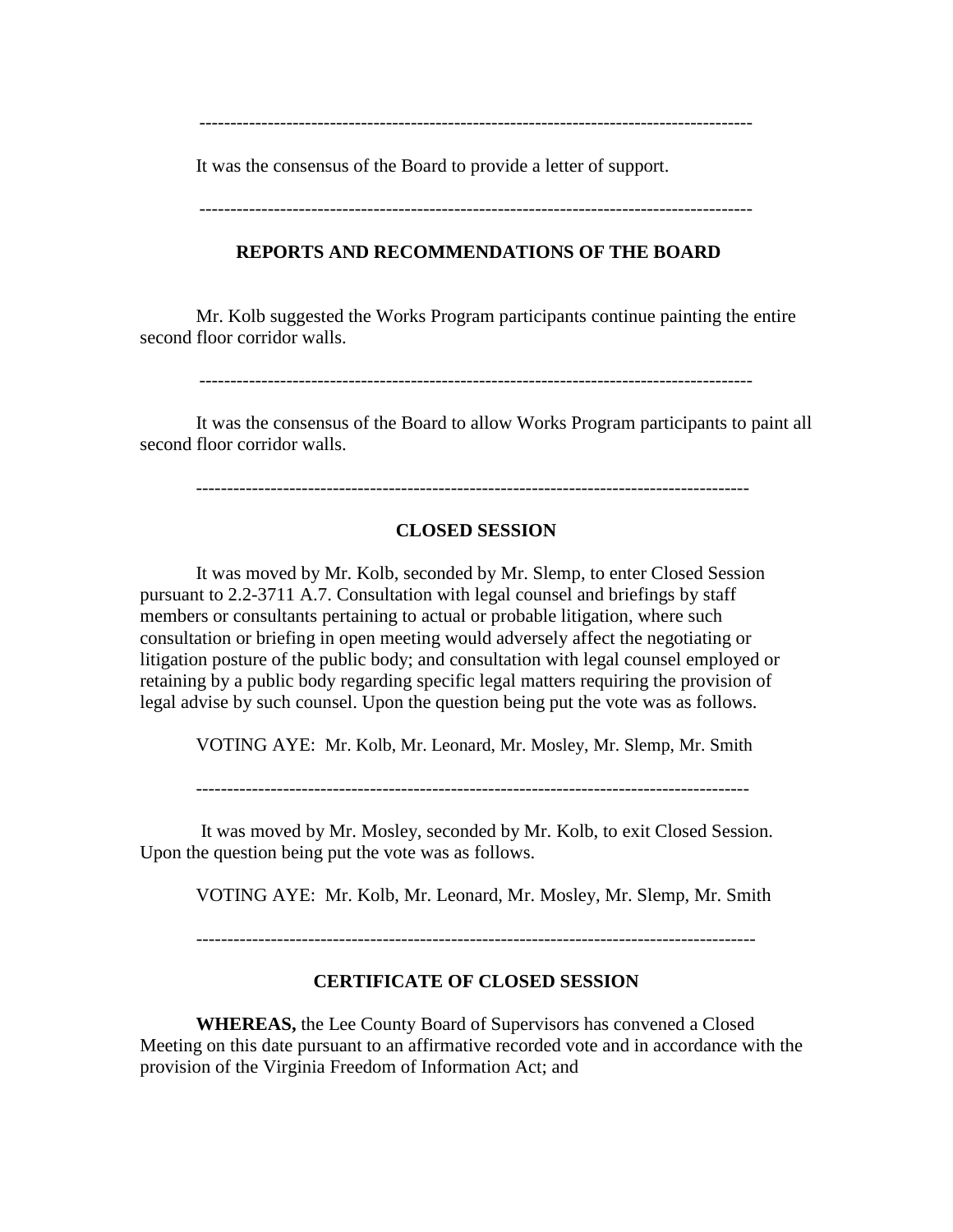---

It was the consensus of the Board to provide a letter of support.

---

## REPORTS AND RECOMMENDATIONS OF THE BOARD

Mr. Kolb suggested the Works Program participants continue painting the entire second floor corridor walls.

---

It was the consensus of the Board to allow Works Program participants to paint all second floor corridor walls.

---

## CLOSED SESSION

It was moved by Mr. Kolb, seconded by Mr. Slemp, to enter Closed Session pursuant to 2.2-3711 A.7. Consultation with legal counsel and briefings by staff members or consultants pertaining to actual or probable litigation, where such consultation or briefing in open meeting would adversely affect the negotiating or litigation posture of the public body; and consultation with legal counsel employed or retaining by a public body regarding specific legal matters requiring the provision of legal advise by such counsel. Upon the question being put the vote was as follows.

VOTING AYE: Mr. Kolb, Mr. Leonard, Mr. Mosley, Mr. Slemp, Mr. Smith

---

It was moved by Mr. Mosley, seconded by Mr. Kolb, to exit Closed Session. Upon the question being put the vote was as follows.

VOTING AYE: Mr. Kolb, Mr. Leonard, Mr. Mosley, Mr. Slemp, Mr. Smith

---

## CERTIFICATE OF CLOSED SESSION

**WHEREAS,** the Lee County Board of Supervisors has convened a Closed Meeting on this date pursuant to an affirmative recorded vote and in accordance with the provision of the Virginia Freedom of Information Act; and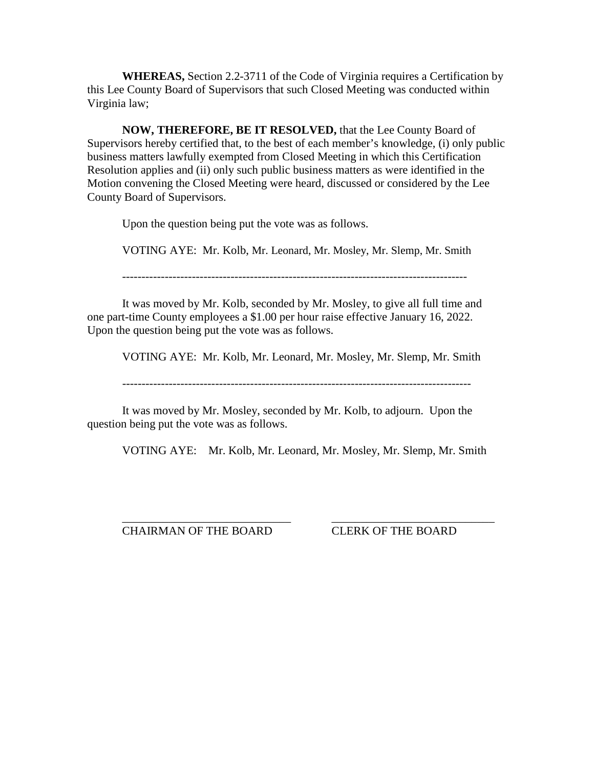**WHEREAS,** Section 2.2-3711 of the Code of Virginia requires a Certification by this Lee County Board of Supervisors that such Closed Meeting was conducted within Virginia law;

**NOW, THEREFORE, BE IT RESOLVED,** that the Lee County Board of Supervisors hereby certified that, to the best of each member's knowledge, (i) only public business matters lawfully exempted from Closed Meeting in which this Certification Resolution applies and (ii) only such public business matters as were identified in the Motion convening the Closed Meeting were heard, discussed or considered by the Lee County Board of Supervisors.

Upon the question being put the vote was as follows.

VOTING AYE: Mr. Kolb, Mr. Leonard, Mr. Mosley, Mr. Slemp, Mr. Smith

-----------------------------------------------------------------------------------------

It was moved by Mr. Kolb, seconded by Mr. Mosley, to give all full time and one part-time County employees a $1.00 per hour raise effective January 16, 2022. Upon the question being put the vote was as follows.

VOTING AYE: Mr. Kolb, Mr. Leonard, Mr. Mosley, Mr. Slemp, Mr. Smith

-----------------------------------------------------------------------------------------

It was moved by Mr. Mosley, seconded by Mr. Kolb, to adjourn. Upon the question being put the vote was as follows.

VOTING AYE: Mr. Kolb, Mr. Leonard, Mr. Mosley, Mr. Slemp, Mr. Smith

______________________________ ______________________________

CHAIRMAN OF THE BOARD CLERK OF THE BOARD